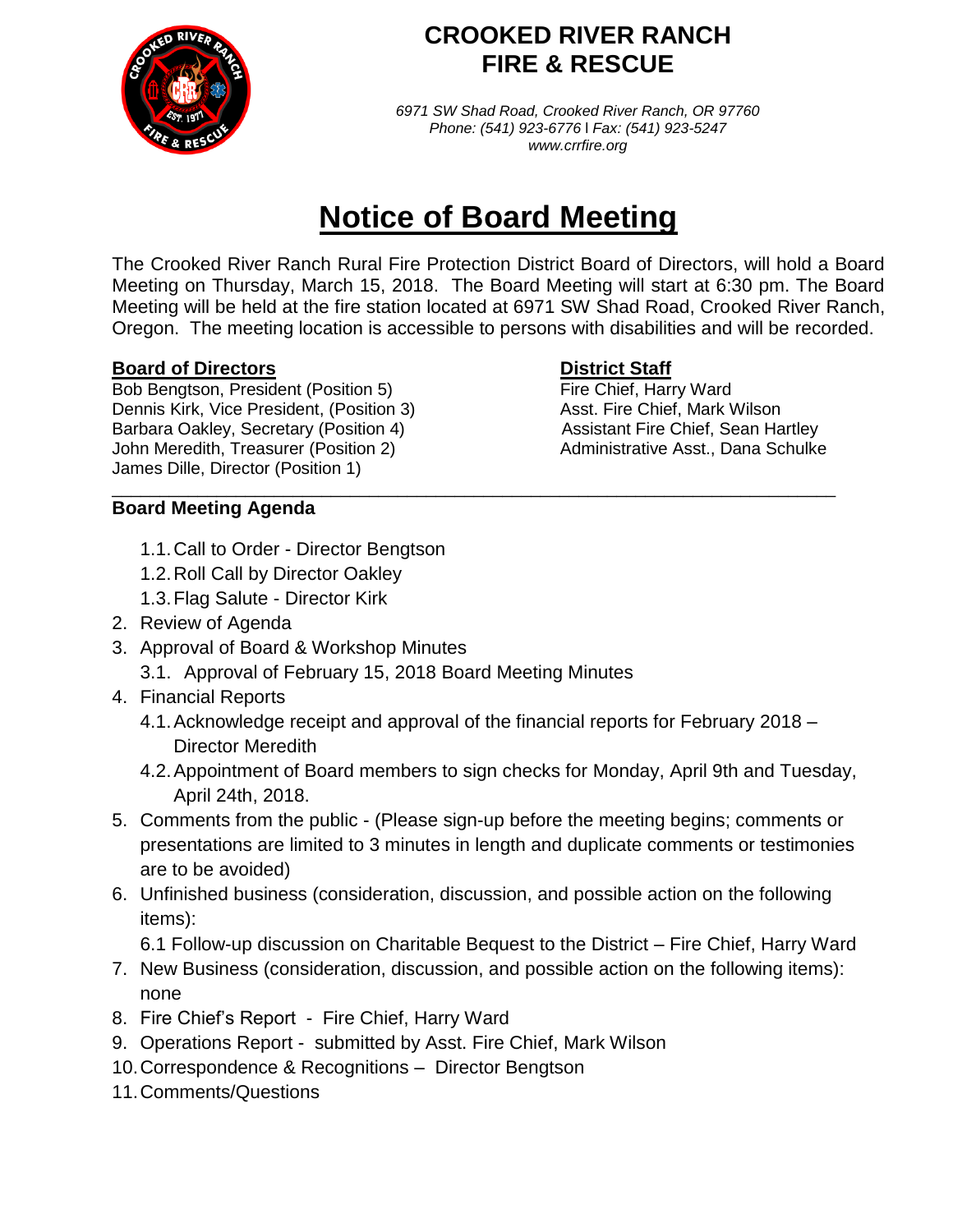# CROOKED RIVER RANCH FIRE & RESCUE

*6971 SW Shad Road, Crooked River Ranch, OR 97760*
*Phone: (541) 923-6776 | Fax: (541) 923-5247*
*www.crrfire.org*

# Notice of Board Meeting

The Crooked River Ranch Rural Fire Protection District Board of Directors, will hold a Board Meeting on Thursday, March 15, 2018. The Board Meeting will start at 6:30 pm. The Board Meeting will be held at the fire station located at 6971 SW Shad Road, Crooked River Ranch, Oregon. The meeting location is accessible to persons with disabilities and will be recorded.

**Board of Directors**

Bob Bengtson, President (Position 5)
Dennis Kirk, Vice President, (Position 3)
Barbara Oakley, Secretary (Position 4)
John Meredith, Treasurer (Position 2)
James Dille, Director (Position 1)

**District Staff**

Fire Chief, Harry Ward
Asst. Fire Chief, Mark Wilson
Assistant Fire Chief, Sean Hartley
Administrative Asst., Dana Schulke

---

**Board Meeting Agenda**

1.1. Call to Order - Director Bengtson
1.2. Roll Call by Director Oakley
1.3. Flag Salute - Director Kirk

2. Review of Agenda
3. Approval of Board & Workshop Minutes
   3.1. Approval of February 15, 2018 Board Meeting Minutes
4. Financial Reports
   4.1. Acknowledge receipt and approval of the financial reports for February 2018 – Director Meredith
   4.2. Appointment of Board members to sign checks for Monday, April 9th and Tuesday, April 24th, 2018.
5. Comments from the public - (Please sign-up before the meeting begins; comments or presentations are limited to 3 minutes in length and duplicate comments or testimonies are to be avoided)
6. Unfinished business (consideration, discussion, and possible action on the following items):
   6.1 Follow-up discussion on Charitable Bequest to the District – Fire Chief, Harry Ward
7. New Business (consideration, discussion, and possible action on the following items): none
8. Fire Chief's Report - Fire Chief, Harry Ward
9. Operations Report - submitted by Asst. Fire Chief, Mark Wilson
10. Correspondence & Recognitions – Director Bengtson
11. Comments/Questions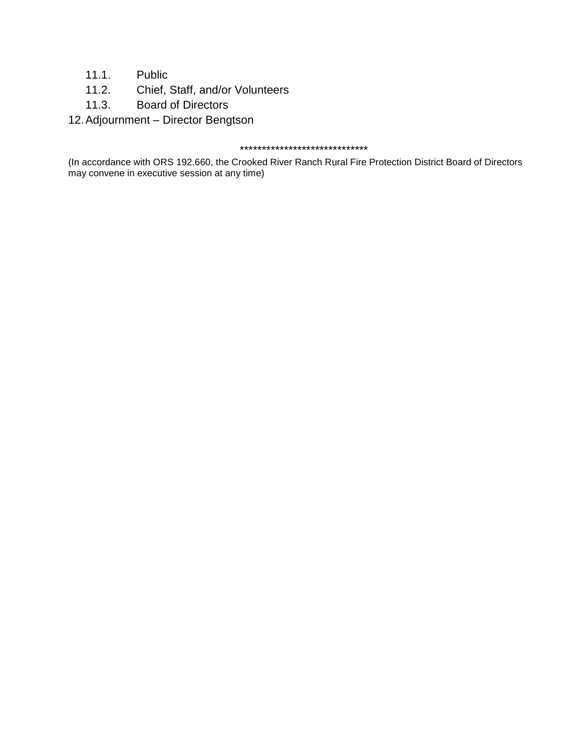- 11.1. Public
   - 11.2. Chief, Staff, and/or Volunteers
   - 11.3. Board of Directors

12. Adjournment – Director Bengtson

*****************************

(In accordance with ORS 192.660, the Crooked River Ranch Rural Fire Protection District Board of Directors may convene in executive session at any time)